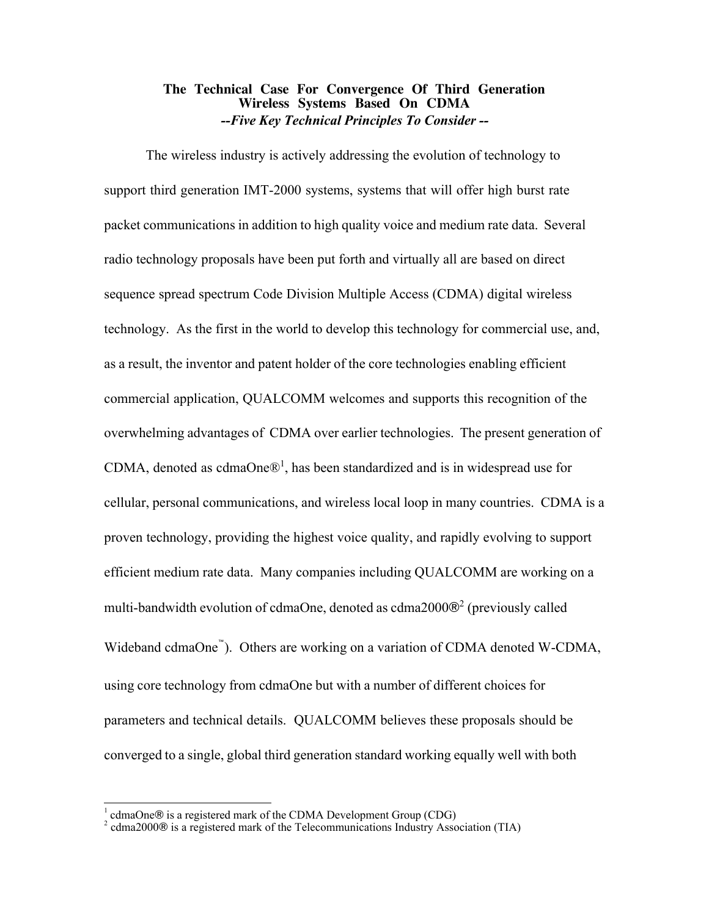# The Technical Case For Convergence Of Third Generation Wireless Systems Based On CDMA

***--Five Key Technical Principles To Consider --***

The wireless industry is actively addressing the evolution of technology to support third generation IMT-2000 systems, systems that will offer high burst rate packet communications in addition to high quality voice and medium rate data. Several radio technology proposals have been put forth and virtually all are based on direct sequence spread spectrum Code Division Multiple Access (CDMA) digital wireless technology. As the first in the world to develop this technology for commercial use, and, as a result, the inventor and patent holder of the core technologies enabling efficient commercial application, QUALCOMM welcomes and supports this recognition of the overwhelming advantages of CDMA over earlier technologies. The present generation of CDMA, denoted as cdmaOne®[1], has been standardized and is in widespread use for cellular, personal communications, and wireless local loop in many countries. CDMA is a proven technology, providing the highest voice quality, and rapidly evolving to support efficient medium rate data. Many companies including QUALCOMM are working on a multi-bandwidth evolution of cdmaOne, denoted as cdma2000®[2] (previously called Wideband cdmaOne™). Others are working on a variation of CDMA denoted W-CDMA, using core technology from cdmaOne but with a number of different choices for parameters and technical details. QUALCOMM believes these proposals should be converged to a single, global third generation standard working equally well with both

[1] cdmaOne® is a registered mark of the CDMA Development Group (CDG)

[2] cdma2000® is a registered mark of the Telecommunications Industry Association (TIA)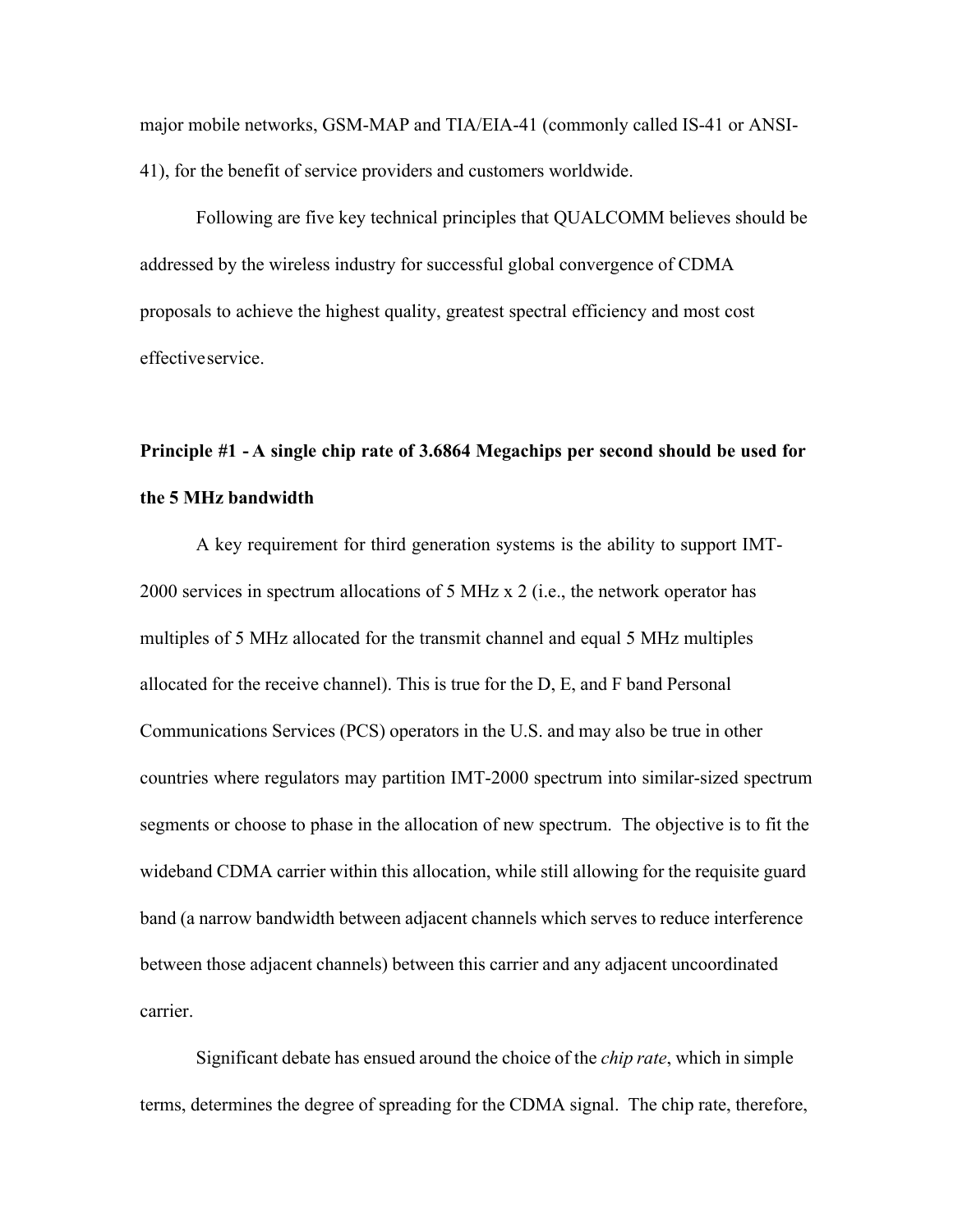major mobile networks, GSM-MAP and TIA/EIA-41 (commonly called IS-41 or ANSI-41), for the benefit of service providers and customers worldwide.

Following are five key technical principles that QUALCOMM believes should be addressed by the wireless industry for successful global convergence of CDMA proposals to achieve the highest quality, greatest spectral efficiency and most cost effective service.

**Principle #1 - A single chip rate of 3.6864 Megachips per second should be used for the 5 MHz bandwidth**

A key requirement for third generation systems is the ability to support IMT-2000 services in spectrum allocations of 5 MHz x 2 (i.e., the network operator has multiples of 5 MHz allocated for the transmit channel and equal 5 MHz multiples allocated for the receive channel). This is true for the D, E, and F band Personal Communications Services (PCS) operators in the U.S. and may also be true in other countries where regulators may partition IMT-2000 spectrum into similar-sized spectrum segments or choose to phase in the allocation of new spectrum. The objective is to fit the wideband CDMA carrier within this allocation, while still allowing for the requisite guard band (a narrow bandwidth between adjacent channels which serves to reduce interference between those adjacent channels) between this carrier and any adjacent uncoordinated carrier.

Significant debate has ensued around the choice of the *chip rate*, which in simple terms, determines the degree of spreading for the CDMA signal. The chip rate, therefore,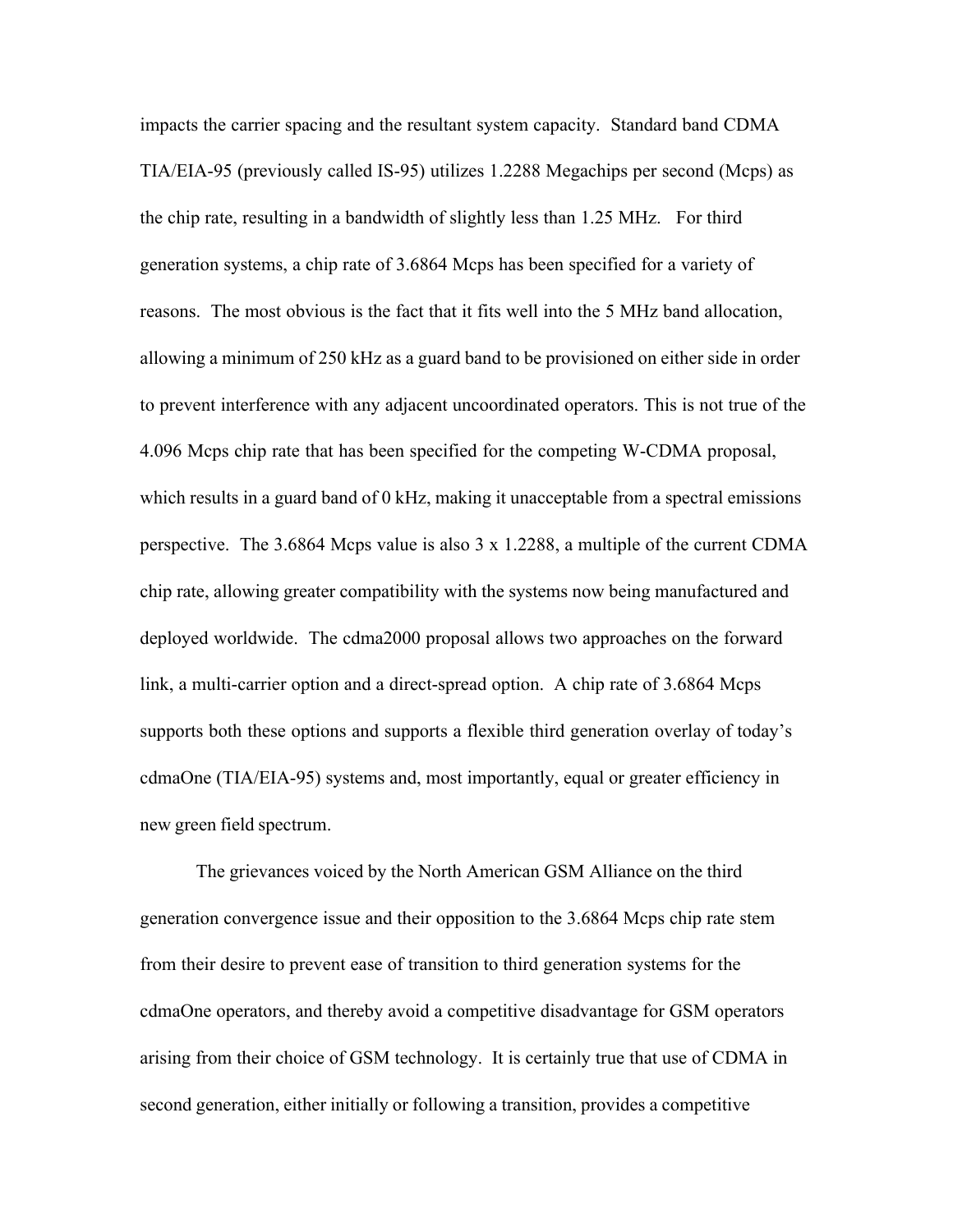impacts the carrier spacing and the resultant system capacity. Standard band CDMA TIA/EIA-95 (previously called IS-95) utilizes 1.2288 Megachips per second (Mcps) as the chip rate, resulting in a bandwidth of slightly less than 1.25 MHz. For third generation systems, a chip rate of 3.6864 Mcps has been specified for a variety of reasons. The most obvious is the fact that it fits well into the 5 MHz band allocation, allowing a minimum of 250 kHz as a guard band to be provisioned on either side in order to prevent interference with any adjacent uncoordinated operators. This is not true of the 4.096 Mcps chip rate that has been specified for the competing W-CDMA proposal, which results in a guard band of 0 kHz, making it unacceptable from a spectral emissions perspective. The 3.6864 Mcps value is also 3 x 1.2288, a multiple of the current CDMA chip rate, allowing greater compatibility with the systems now being manufactured and deployed worldwide. The cdma2000 proposal allows two approaches on the forward link, a multi-carrier option and a direct-spread option. A chip rate of 3.6864 Mcps supports both these options and supports a flexible third generation overlay of today's cdmaOne (TIA/EIA-95) systems and, most importantly, equal or greater efficiency in new green field spectrum.

The grievances voiced by the North American GSM Alliance on the third generation convergence issue and their opposition to the 3.6864 Mcps chip rate stem from their desire to prevent ease of transition to third generation systems for the cdmaOne operators, and thereby avoid a competitive disadvantage for GSM operators arising from their choice of GSM technology. It is certainly true that use of CDMA in second generation, either initially or following a transition, provides a competitive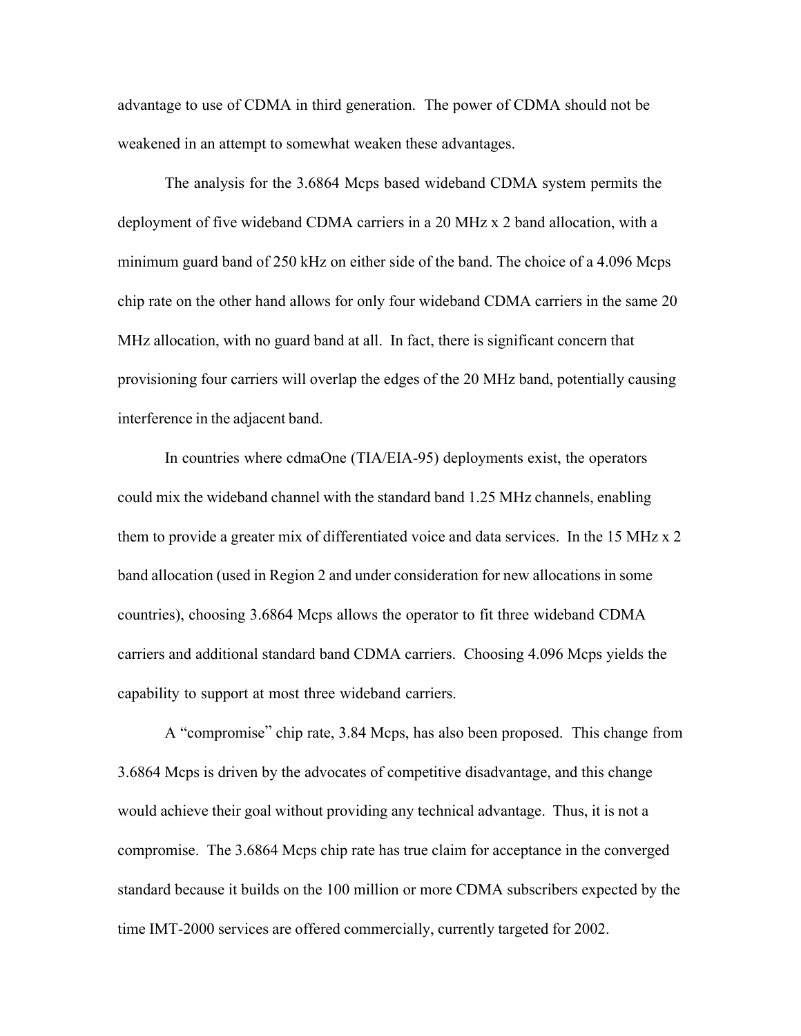advantage to use of CDMA in third generation. The power of CDMA should not be weakened in an attempt to somewhat weaken these advantages.

The analysis for the 3.6864 Mcps based wideband CDMA system permits the deployment of five wideband CDMA carriers in a 20 MHz x 2 band allocation, with a minimum guard band of 250 kHz on either side of the band. The choice of a 4.096 Mcps chip rate on the other hand allows for only four wideband CDMA carriers in the same 20 MHz allocation, with no guard band at all. In fact, there is significant concern that provisioning four carriers will overlap the edges of the 20 MHz band, potentially causing interference in the adjacent band.

In countries where cdmaOne (TIA/EIA-95) deployments exist, the operators could mix the wideband channel with the standard band 1.25 MHz channels, enabling them to provide a greater mix of differentiated voice and data services. In the 15 MHz x 2 band allocation (used in Region 2 and under consideration for new allocations in some countries), choosing 3.6864 Mcps allows the operator to fit three wideband CDMA carriers and additional standard band CDMA carriers. Choosing 4.096 Mcps yields the capability to support at most three wideband carriers.

A "compromise" chip rate, 3.84 Mcps, has also been proposed. This change from 3.6864 Mcps is driven by the advocates of competitive disadvantage, and this change would achieve their goal without providing any technical advantage. Thus, it is not a compromise. The 3.6864 Mcps chip rate has true claim for acceptance in the converged standard because it builds on the 100 million or more CDMA subscribers expected by the time IMT-2000 services are offered commercially, currently targeted for 2002.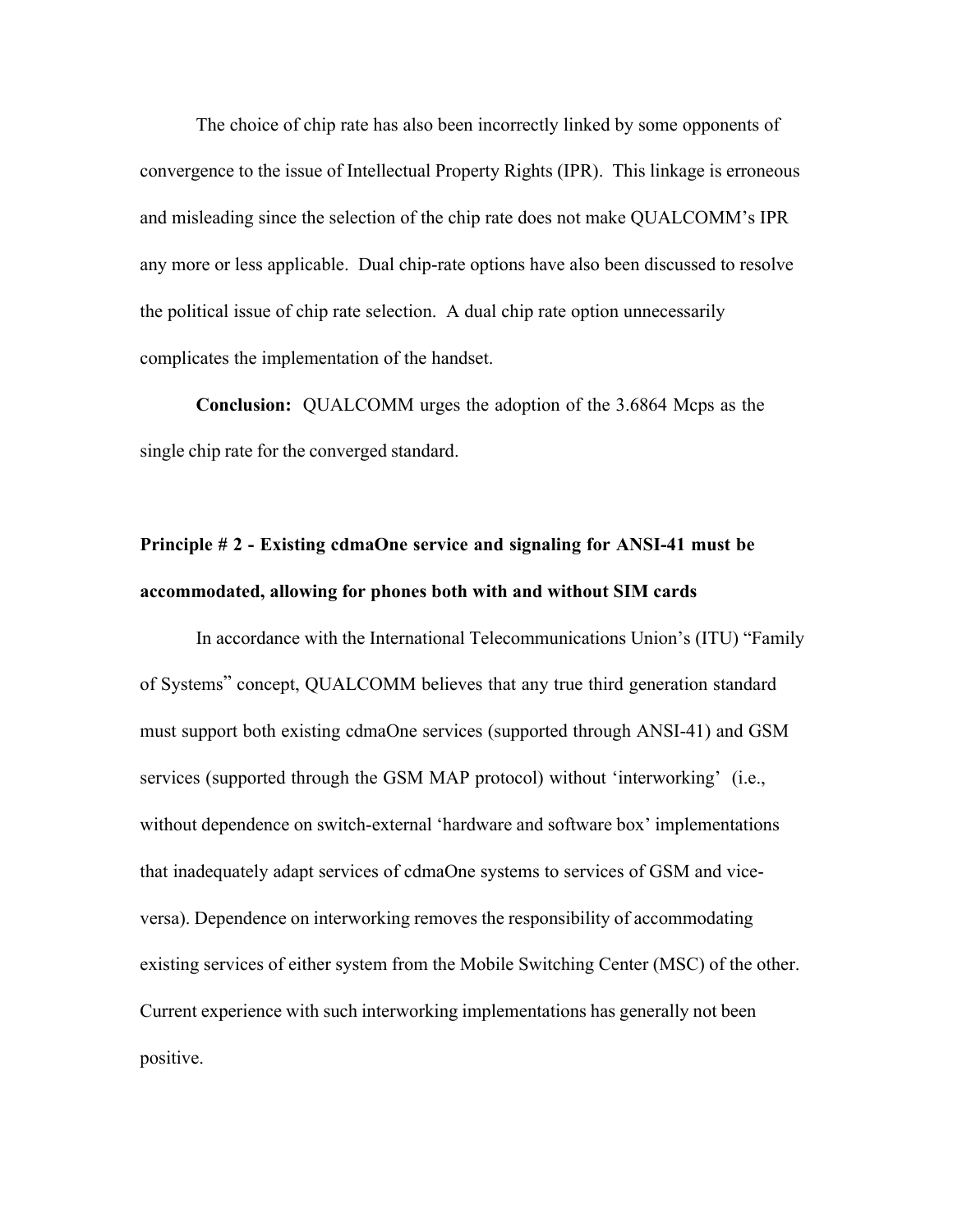The choice of chip rate has also been incorrectly linked by some opponents of convergence to the issue of Intellectual Property Rights (IPR). This linkage is erroneous and misleading since the selection of the chip rate does not make QUALCOMM's IPR any more or less applicable. Dual chip-rate options have also been discussed to resolve the political issue of chip rate selection. A dual chip rate option unnecessarily complicates the implementation of the handset.

**Conclusion:** QUALCOMM urges the adoption of the 3.6864 Mcps as the single chip rate for the converged standard.

**Principle # 2 - Existing cdmaOne service and signaling for ANSI-41 must be accommodated, allowing for phones both with and without SIM cards**

In accordance with the International Telecommunications Union's (ITU) "Family of Systems" concept, QUALCOMM believes that any true third generation standard must support both existing cdmaOne services (supported through ANSI-41) and GSM services (supported through the GSM MAP protocol) without 'interworking' (i.e., without dependence on switch-external 'hardware and software box' implementations that inadequately adapt services of cdmaOne systems to services of GSM and vice-versa). Dependence on interworking removes the responsibility of accommodating existing services of either system from the Mobile Switching Center (MSC) of the other. Current experience with such interworking implementations has generally not been positive.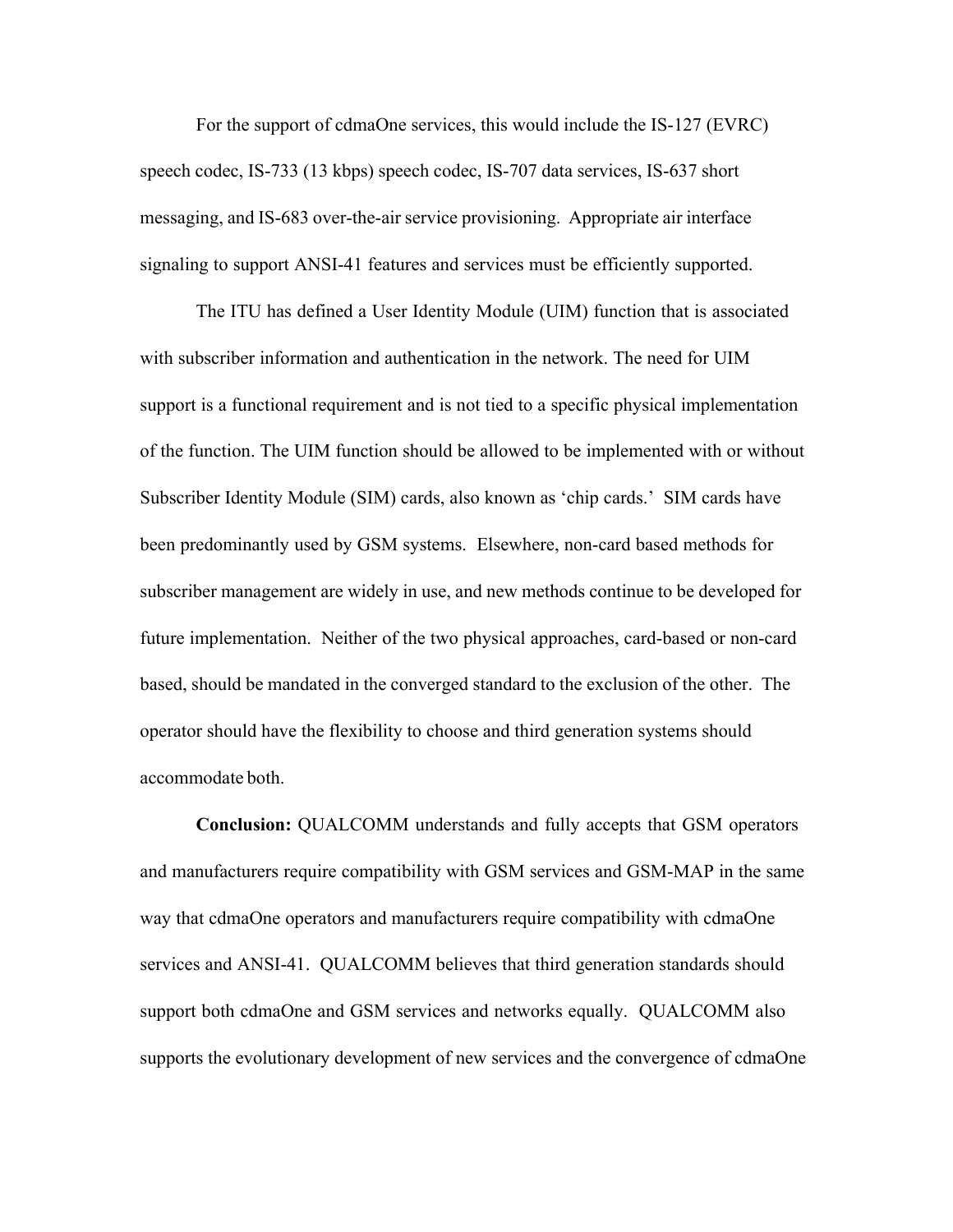For the support of cdmaOne services, this would include the IS-127 (EVRC) speech codec, IS-733 (13 kbps) speech codec, IS-707 data services, IS-637 short messaging, and IS-683 over-the-air service provisioning. Appropriate air interface signaling to support ANSI-41 features and services must be efficiently supported.

The ITU has defined a User Identity Module (UIM) function that is associated with subscriber information and authentication in the network. The need for UIM support is a functional requirement and is not tied to a specific physical implementation of the function. The UIM function should be allowed to be implemented with or without Subscriber Identity Module (SIM) cards, also known as 'chip cards.' SIM cards have been predominantly used by GSM systems. Elsewhere, non-card based methods for subscriber management are widely in use, and new methods continue to be developed for future implementation. Neither of the two physical approaches, card-based or non-card based, should be mandated in the converged standard to the exclusion of the other. The operator should have the flexibility to choose and third generation systems should accommodate both.

**Conclusion:** QUALCOMM understands and fully accepts that GSM operators and manufacturers require compatibility with GSM services and GSM-MAP in the same way that cdmaOne operators and manufacturers require compatibility with cdmaOne services and ANSI-41. QUALCOMM believes that third generation standards should support both cdmaOne and GSM services and networks equally. QUALCOMM also supports the evolutionary development of new services and the convergence of cdmaOne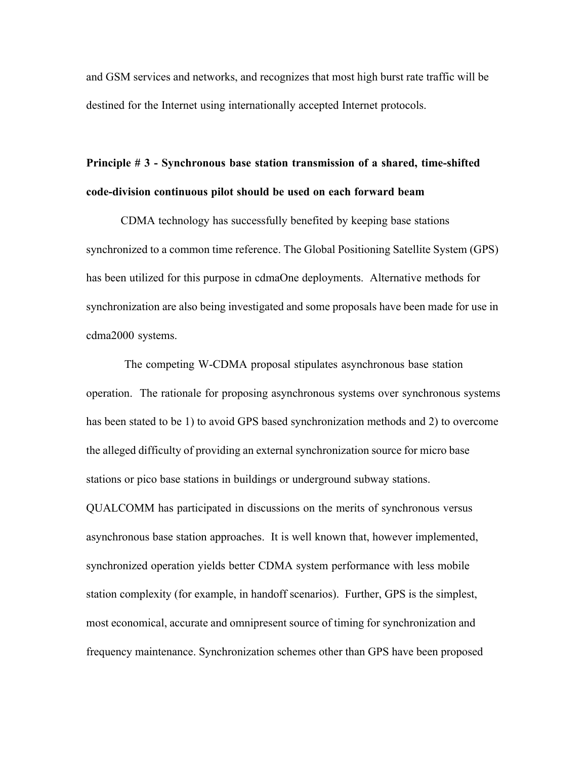and GSM services and networks, and recognizes that most high burst rate traffic will be destined for the Internet using internationally accepted Internet protocols.

**Principle # 3 - Synchronous base station transmission of a shared, time-shifted code-division continuous pilot should be used on each forward beam**

CDMA technology has successfully benefited by keeping base stations synchronized to a common time reference. The Global Positioning Satellite System (GPS) has been utilized for this purpose in cdmaOne deployments. Alternative methods for synchronization are also being investigated and some proposals have been made for use in cdma2000 systems.

The competing W-CDMA proposal stipulates asynchronous base station operation. The rationale for proposing asynchronous systems over synchronous systems has been stated to be 1) to avoid GPS based synchronization methods and 2) to overcome the alleged difficulty of providing an external synchronization source for micro base stations or pico base stations in buildings or underground subway stations. QUALCOMM has participated in discussions on the merits of synchronous versus asynchronous base station approaches. It is well known that, however implemented, synchronized operation yields better CDMA system performance with less mobile station complexity (for example, in handoff scenarios). Further, GPS is the simplest, most economical, accurate and omnipresent source of timing for synchronization and frequency maintenance. Synchronization schemes other than GPS have been proposed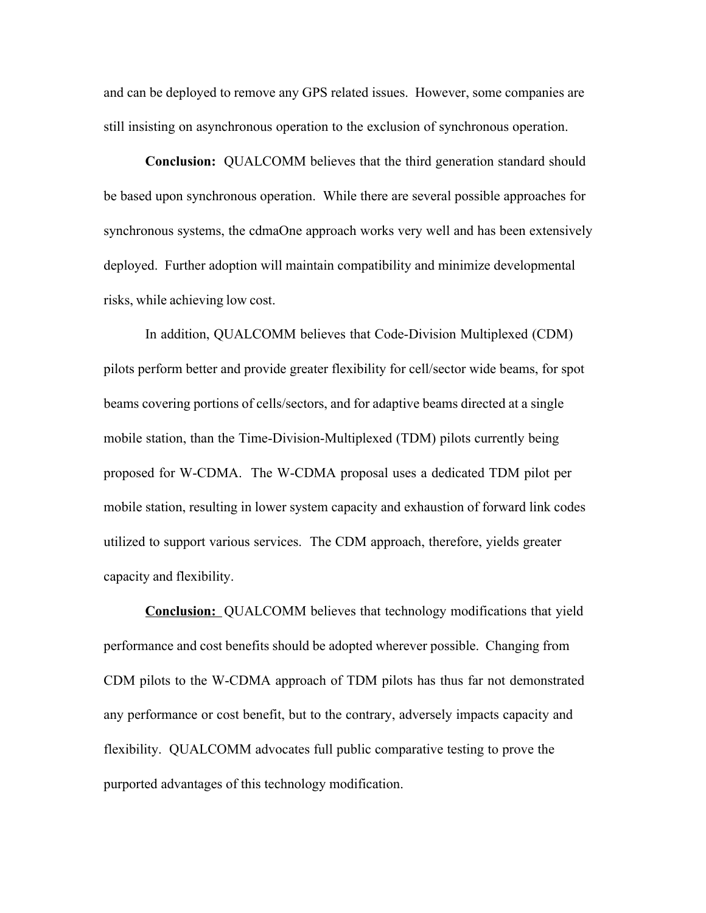and can be deployed to remove any GPS related issues. However, some companies are still insisting on asynchronous operation to the exclusion of synchronous operation.

**Conclusion:** QUALCOMM believes that the third generation standard should be based upon synchronous operation. While there are several possible approaches for synchronous systems, the cdmaOne approach works very well and has been extensively deployed. Further adoption will maintain compatibility and minimize developmental risks, while achieving low cost.

In addition, QUALCOMM believes that Code-Division Multiplexed (CDM) pilots perform better and provide greater flexibility for cell/sector wide beams, for spot beams covering portions of cells/sectors, and for adaptive beams directed at a single mobile station, than the Time-Division-Multiplexed (TDM) pilots currently being proposed for W-CDMA. The W-CDMA proposal uses a dedicated TDM pilot per mobile station, resulting in lower system capacity and exhaustion of forward link codes utilized to support various services. The CDM approach, therefore, yields greater capacity and flexibility.

**Conclusion:** QUALCOMM believes that technology modifications that yield performance and cost benefits should be adopted wherever possible. Changing from CDM pilots to the W-CDMA approach of TDM pilots has thus far not demonstrated any performance or cost benefit, but to the contrary, adversely impacts capacity and flexibility. QUALCOMM advocates full public comparative testing to prove the purported advantages of this technology modification.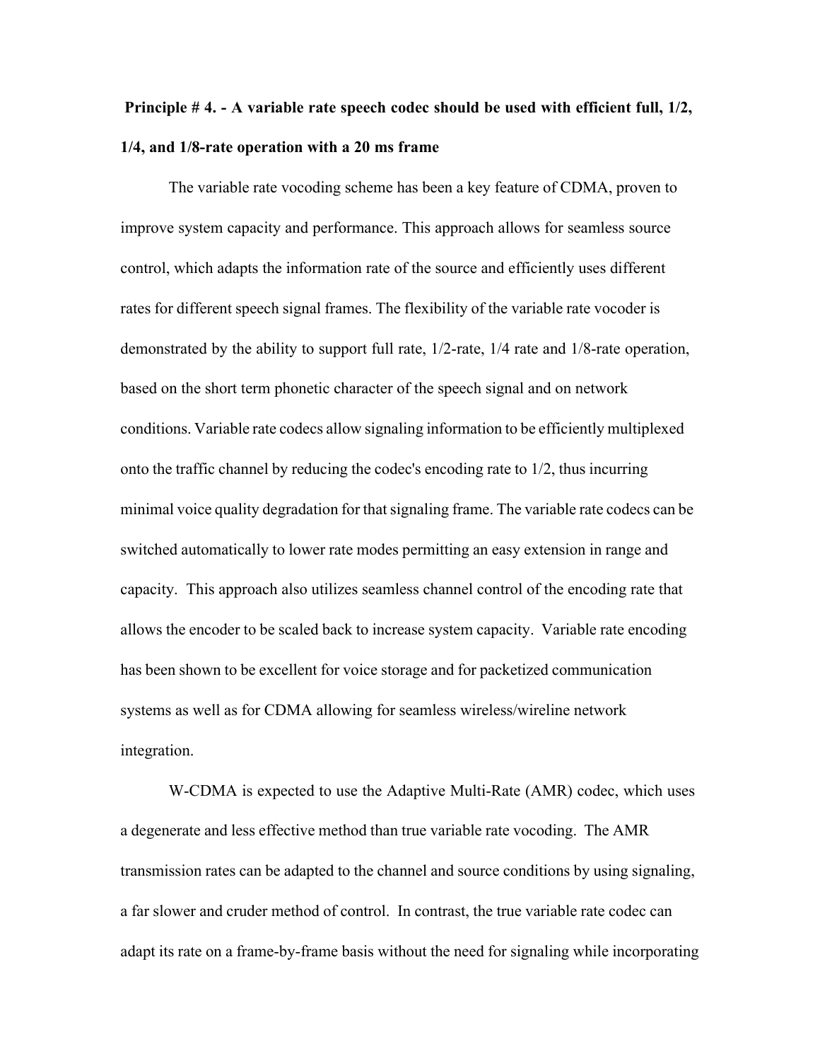**Principle # 4. - A variable rate speech codec should be used with efficient full, 1/2, 1/4, and 1/8-rate operation with a 20 ms frame**

The variable rate vocoding scheme has been a key feature of CDMA, proven to improve system capacity and performance. This approach allows for seamless source control, which adapts the information rate of the source and efficiently uses different rates for different speech signal frames. The flexibility of the variable rate vocoder is demonstrated by the ability to support full rate, 1/2-rate, 1/4 rate and 1/8-rate operation, based on the short term phonetic character of the speech signal and on network conditions. Variable rate codecs allow signaling information to be efficiently multiplexed onto the traffic channel by reducing the codec's encoding rate to 1/2, thus incurring minimal voice quality degradation for that signaling frame. The variable rate codecs can be switched automatically to lower rate modes permitting an easy extension in range and capacity. This approach also utilizes seamless channel control of the encoding rate that allows the encoder to be scaled back to increase system capacity. Variable rate encoding has been shown to be excellent for voice storage and for packetized communication systems as well as for CDMA allowing for seamless wireless/wireline network integration.

W-CDMA is expected to use the Adaptive Multi-Rate (AMR) codec, which uses a degenerate and less effective method than true variable rate vocoding. The AMR transmission rates can be adapted to the channel and source conditions by using signaling, a far slower and cruder method of control. In contrast, the true variable rate codec can adapt its rate on a frame-by-frame basis without the need for signaling while incorporating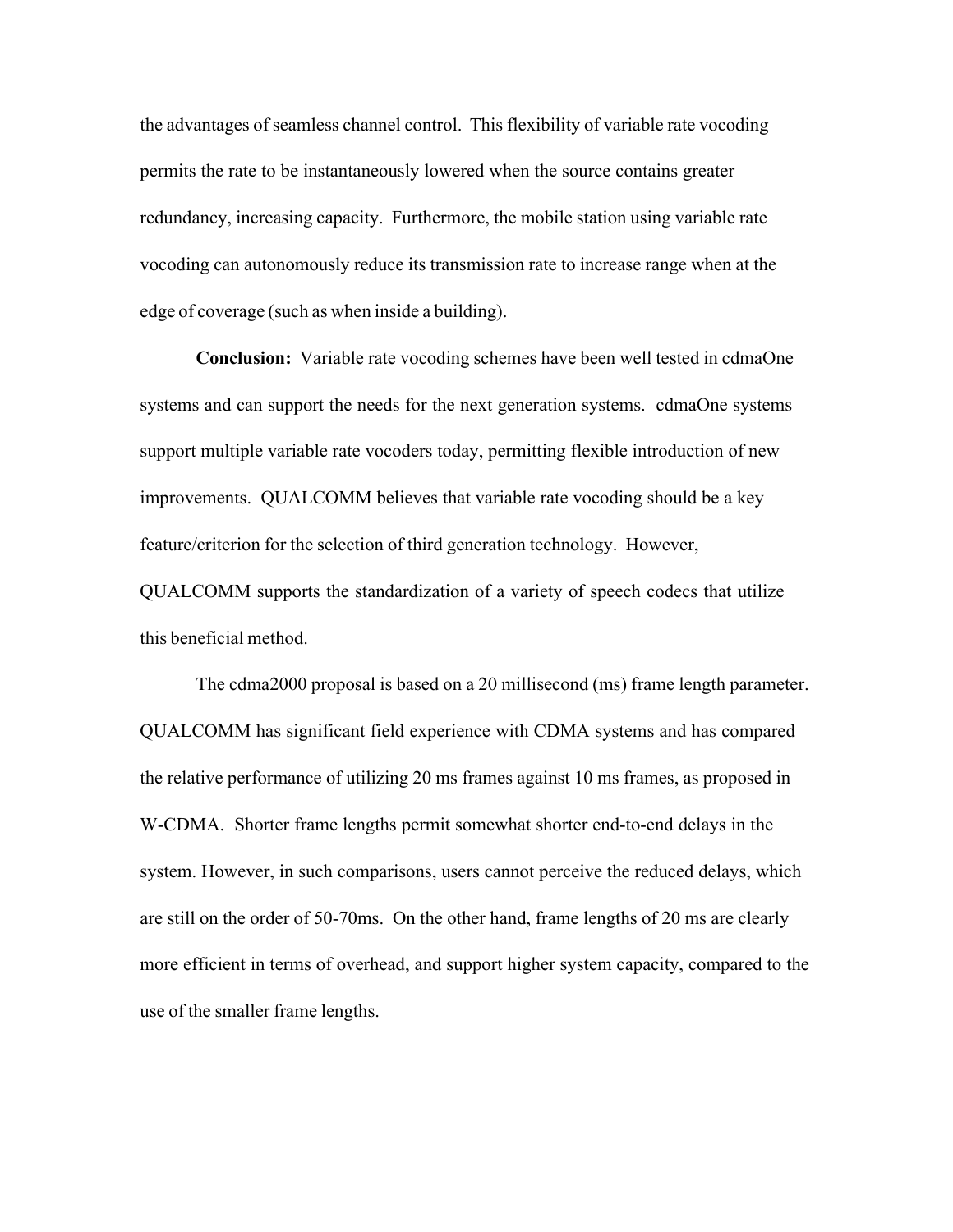the advantages of seamless channel control. This flexibility of variable rate vocoding permits the rate to be instantaneously lowered when the source contains greater redundancy, increasing capacity. Furthermore, the mobile station using variable rate vocoding can autonomously reduce its transmission rate to increase range when at the edge of coverage (such as when inside a building).

**Conclusion:** Variable rate vocoding schemes have been well tested in cdmaOne systems and can support the needs for the next generation systems. cdmaOne systems support multiple variable rate vocoders today, permitting flexible introduction of new improvements. QUALCOMM believes that variable rate vocoding should be a key feature/criterion for the selection of third generation technology. However, QUALCOMM supports the standardization of a variety of speech codecs that utilize this beneficial method.

The cdma2000 proposal is based on a 20 millisecond (ms) frame length parameter. QUALCOMM has significant field experience with CDMA systems and has compared the relative performance of utilizing 20 ms frames against 10 ms frames, as proposed in W-CDMA. Shorter frame lengths permit somewhat shorter end-to-end delays in the system. However, in such comparisons, users cannot perceive the reduced delays, which are still on the order of 50-70ms. On the other hand, frame lengths of 20 ms are clearly more efficient in terms of overhead, and support higher system capacity, compared to the use of the smaller frame lengths.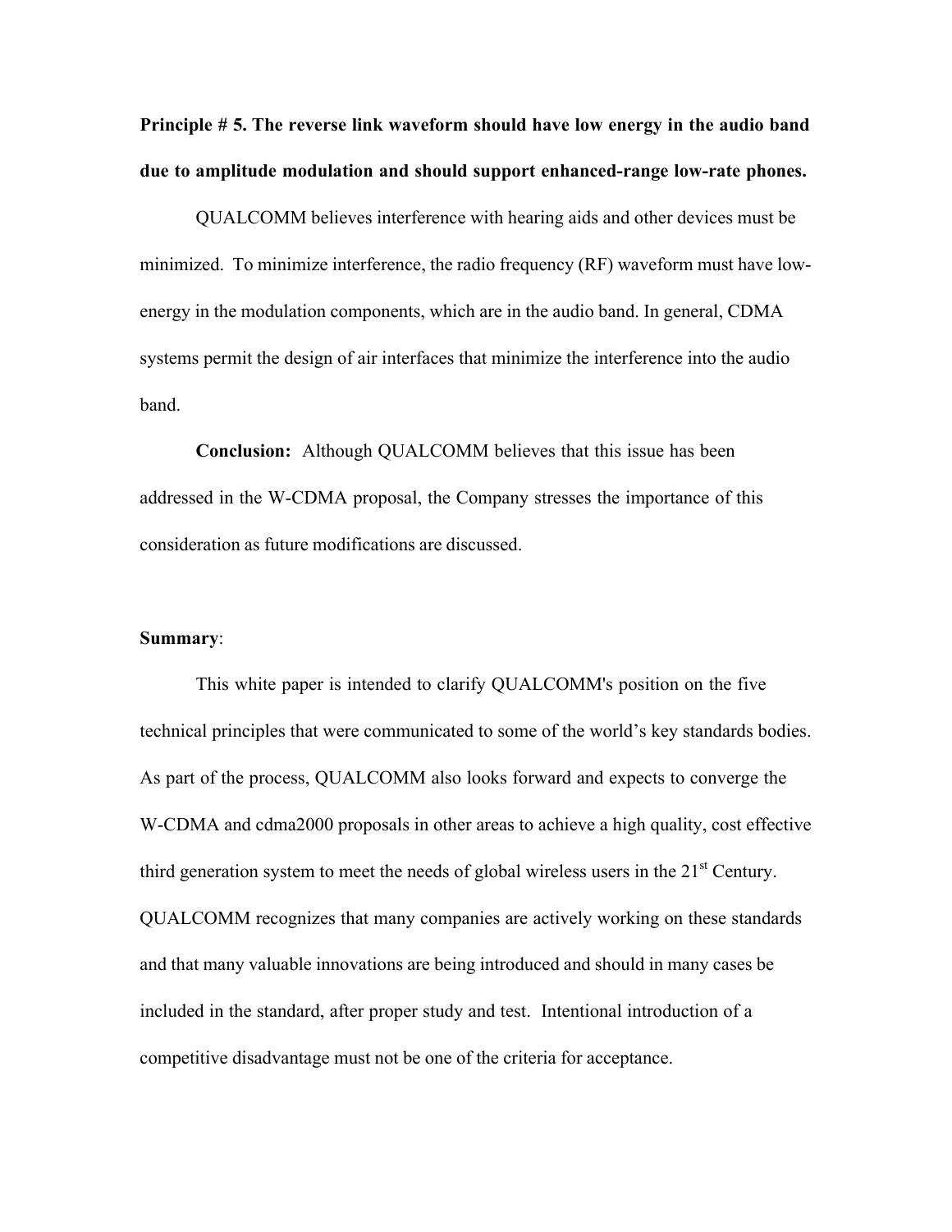**Principle # 5. The reverse link waveform should have low energy in the audio band due to amplitude modulation and should support enhanced-range low-rate phones.**

QUALCOMM believes interference with hearing aids and other devices must be minimized. To minimize interference, the radio frequency (RF) waveform must have low-energy in the modulation components, which are in the audio band. In general, CDMA systems permit the design of air interfaces that minimize the interference into the audio band.

**Conclusion:** Although QUALCOMM believes that this issue has been addressed in the W-CDMA proposal, the Company stresses the importance of this consideration as future modifications are discussed.

**Summary**:

This white paper is intended to clarify QUALCOMM's position on the five technical principles that were communicated to some of the world's key standards bodies. As part of the process, QUALCOMM also looks forward and expects to converge the W-CDMA and cdma2000 proposals in other areas to achieve a high quality, cost effective third generation system to meet the needs of global wireless users in the 21st Century. QUALCOMM recognizes that many companies are actively working on these standards and that many valuable innovations are being introduced and should in many cases be included in the standard, after proper study and test. Intentional introduction of a competitive disadvantage must not be one of the criteria for acceptance.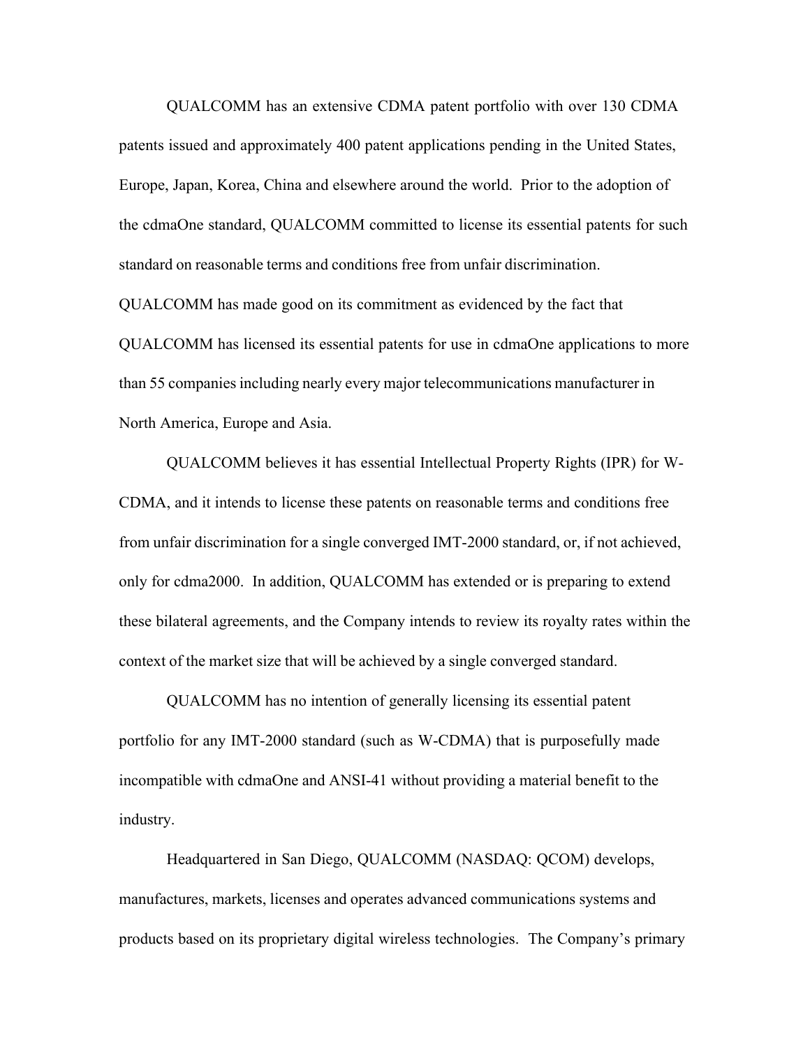QUALCOMM has an extensive CDMA patent portfolio with over 130 CDMA patents issued and approximately 400 patent applications pending in the United States, Europe, Japan, Korea, China and elsewhere around the world. Prior to the adoption of the cdmaOne standard, QUALCOMM committed to license its essential patents for such standard on reasonable terms and conditions free from unfair discrimination. QUALCOMM has made good on its commitment as evidenced by the fact that QUALCOMM has licensed its essential patents for use in cdmaOne applications to more than 55 companies including nearly every major telecommunications manufacturer in North America, Europe and Asia.

QUALCOMM believes it has essential Intellectual Property Rights (IPR) for W-CDMA, and it intends to license these patents on reasonable terms and conditions free from unfair discrimination for a single converged IMT-2000 standard, or, if not achieved, only for cdma2000. In addition, QUALCOMM has extended or is preparing to extend these bilateral agreements, and the Company intends to review its royalty rates within the context of the market size that will be achieved by a single converged standard.

QUALCOMM has no intention of generally licensing its essential patent portfolio for any IMT-2000 standard (such as W-CDMA) that is purposefully made incompatible with cdmaOne and ANSI-41 without providing a material benefit to the industry.

Headquartered in San Diego, QUALCOMM (NASDAQ: QCOM) develops, manufactures, markets, licenses and operates advanced communications systems and products based on its proprietary digital wireless technologies. The Company's primary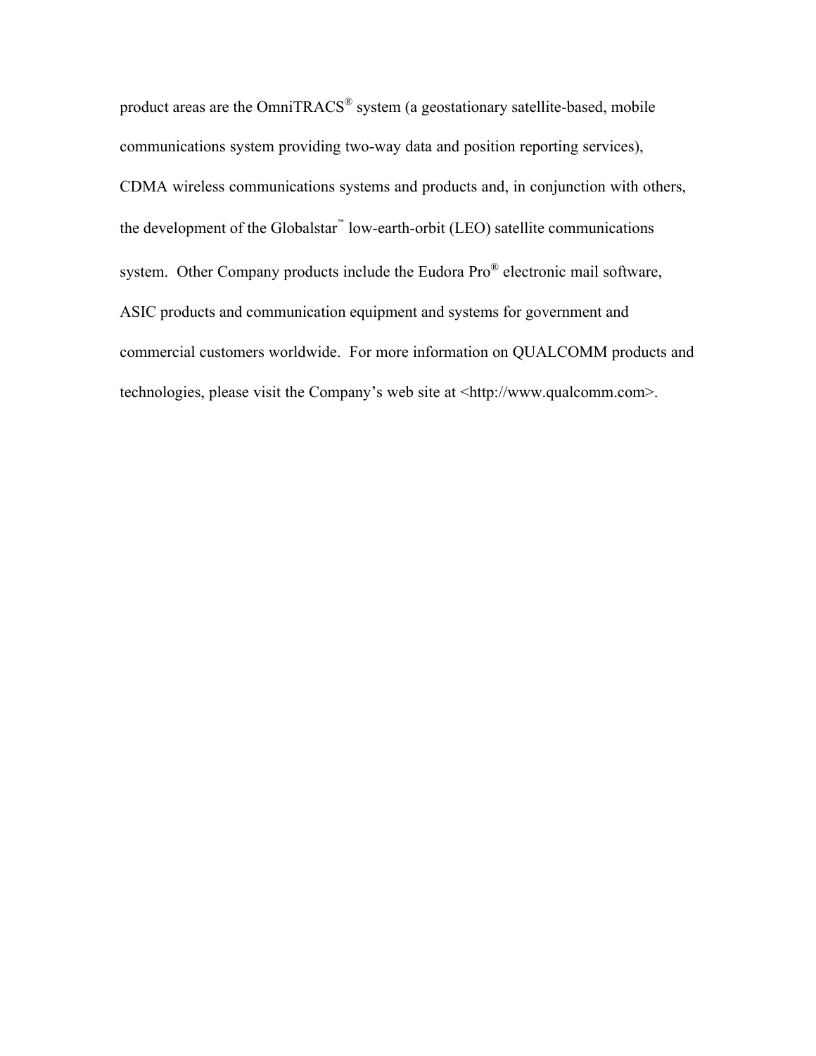product areas are the OmniTRACS® system (a geostationary satellite-based, mobile communications system providing two-way data and position reporting services), CDMA wireless communications systems and products and, in conjunction with others, the development of the Globalstar™ low-earth-orbit (LEO) satellite communications system. Other Company products include the Eudora Pro® electronic mail software, ASIC products and communication equipment and systems for government and commercial customers worldwide. For more information on QUALCOMM products and technologies, please visit the Company's web site at <http://www.qualcomm.com>.